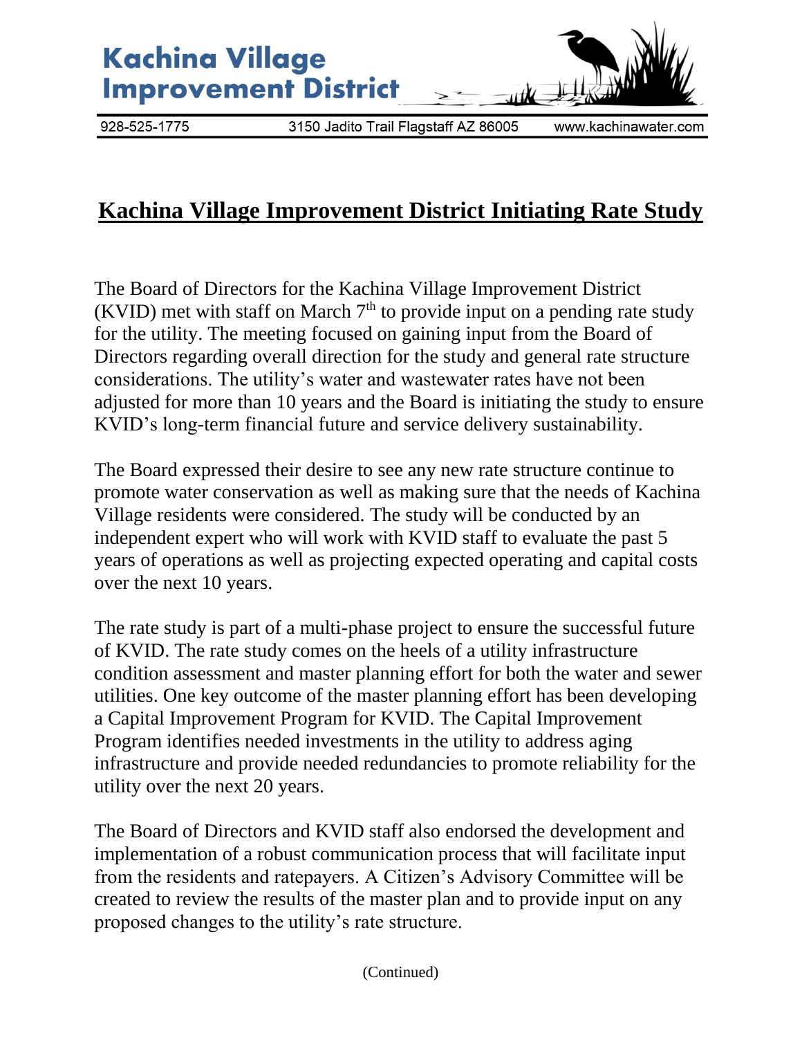# Kachina Village Improvement District

928-525-1775 3150 Jadito Trail Flagstaff AZ 86005 www.kachinawater.com

## Kachina Village Improvement District Initiating Rate Study

The Board of Directors for the Kachina Village Improvement District (KVID) met with staff on March 7th to provide input on a pending rate study for the utility. The meeting focused on gaining input from the Board of Directors regarding overall direction for the study and general rate structure considerations. The utility's water and wastewater rates have not been adjusted for more than 10 years and the Board is initiating the study to ensure KVID's long-term financial future and service delivery sustainability.

The Board expressed their desire to see any new rate structure continue to promote water conservation as well as making sure that the needs of Kachina Village residents were considered. The study will be conducted by an independent expert who will work with KVID staff to evaluate the past 5 years of operations as well as projecting expected operating and capital costs over the next 10 years.

The rate study is part of a multi-phase project to ensure the successful future of KVID. The rate study comes on the heels of a utility infrastructure condition assessment and master planning effort for both the water and sewer utilities. One key outcome of the master planning effort has been developing a Capital Improvement Program for KVID. The Capital Improvement Program identifies needed investments in the utility to address aging infrastructure and provide needed redundancies to promote reliability for the utility over the next 20 years.

The Board of Directors and KVID staff also endorsed the development and implementation of a robust communication process that will facilitate input from the residents and ratepayers. A Citizen's Advisory Committee will be created to review the results of the master plan and to provide input on any proposed changes to the utility's rate structure.

(Continued)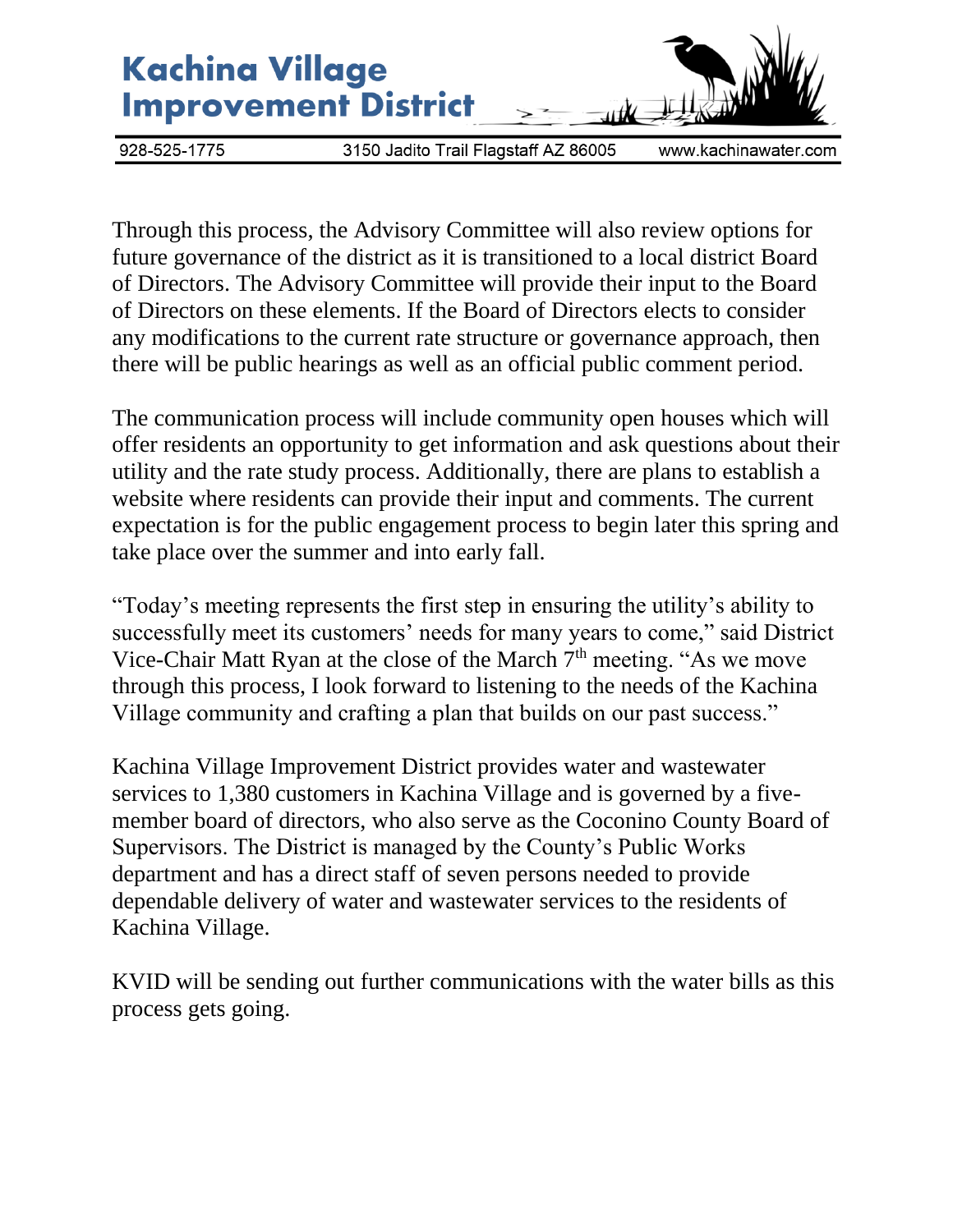Through this process, the Advisory Committee will also review options for future governance of the district as it is transitioned to a local district Board of Directors. The Advisory Committee will provide their input to the Board of Directors on these elements. If the Board of Directors elects to consider any modifications to the current rate structure or governance approach, then there will be public hearings as well as an official public comment period.

The communication process will include community open houses which will offer residents an opportunity to get information and ask questions about their utility and the rate study process. Additionally, there are plans to establish a website where residents can provide their input and comments. The current expectation is for the public engagement process to begin later this spring and take place over the summer and into early fall.

"Today's meeting represents the first step in ensuring the utility's ability to successfully meet its customers' needs for many years to come," said District Vice-Chair Matt Ryan at the close of the March 7th meeting. "As we move through this process, I look forward to listening to the needs of the Kachina Village community and crafting a plan that builds on our past success."

Kachina Village Improvement District provides water and wastewater services to 1,380 customers in Kachina Village and is governed by a five-member board of directors, who also serve as the Coconino County Board of Supervisors. The District is managed by the County's Public Works department and has a direct staff of seven persons needed to provide dependable delivery of water and wastewater services to the residents of Kachina Village.

KVID will be sending out further communications with the water bills as this process gets going.